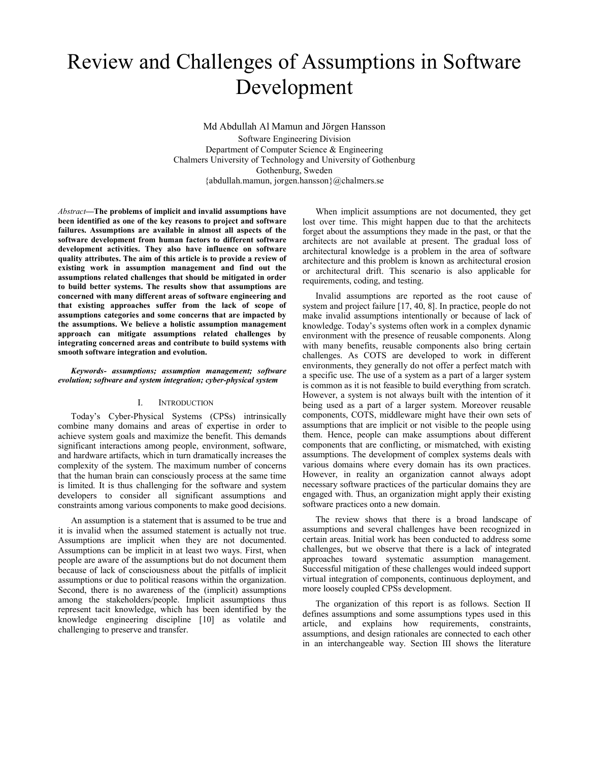# Review and Challenges of Assumptions in Software Development

Md Abdullah Al Mamun and Jörgen Hansson

Software Engineering Division
Department of Computer Science & Engineering
Chalmers University of Technology and University of Gothenburg
Gothenburg, Sweden
{abdullah.mamun, jorgen.hansson}@chalmers.se

*Abstract*—**The problems of implicit and invalid assumptions have been identified as one of the key reasons to project and software failures. Assumptions are available in almost all aspects of the software development from human factors to different software development activities. They also have influence on software quality attributes. The aim of this article is to provide a review of existing work in assumption management and find out the assumptions related challenges that should be mitigated in order to build better systems. The results show that assumptions are concerned with many different areas of software engineering and that existing approaches suffer from the lack of scope of assumptions categories and some concerns that are impacted by the assumptions. We believe a holistic assumption management approach can mitigate assumptions related challenges by integrating concerned areas and contribute to build systems with smooth software integration and evolution.**

***Keywords- assumptions; assumption management; software evolution; software and system integration; cyber-physical system***

## I. Introduction

Today's Cyber-Physical Systems (CPSs) intrinsically combine many domains and areas of expertise in order to achieve system goals and maximize the benefit. This demands significant interactions among people, environment, software, and hardware artifacts, which in turn dramatically increases the complexity of the system. The maximum number of concerns that the human brain can consciously process at the same time is limited. It is thus challenging for the software and system developers to consider all significant assumptions and constraints among various components to make good decisions.

An assumption is a statement that is assumed to be true and it is invalid when the assumed statement is actually not true. Assumptions are implicit when they are not documented. Assumptions can be implicit in at least two ways. First, when people are aware of the assumptions but do not document them because of lack of consciousness about the pitfalls of implicit assumptions or due to political reasons within the organization. Second, there is no awareness of the (implicit) assumptions among the stakeholders/people. Implicit assumptions thus represent tacit knowledge, which has been identified by the knowledge engineering discipline [10] as volatile and challenging to preserve and transfer.

When implicit assumptions are not documented, they get lost over time. This might happen due to that the architects forget about the assumptions they made in the past, or that the architects are not available at present. The gradual loss of architectural knowledge is a problem in the area of software architecture and this problem is known as architectural erosion or architectural drift. This scenario is also applicable for requirements, coding, and testing.

Invalid assumptions are reported as the root cause of system and project failure [17, 40, 8]. In practice, people do not make invalid assumptions intentionally or because of lack of knowledge. Today's systems often work in a complex dynamic environment with the presence of reusable components. Along with many benefits, reusable components also bring certain challenges. As COTS are developed to work in different environments, they generally do not offer a perfect match with a specific use. The use of a system as a part of a larger system is common as it is not feasible to build everything from scratch. However, a system is not always built with the intention of it being used as a part of a larger system. Moreover reusable components, COTS, middleware might have their own sets of assumptions that are implicit or not visible to the people using them. Hence, people can make assumptions about different components that are conflicting, or mismatched, with existing assumptions. The development of complex systems deals with various domains where every domain has its own practices. However, in reality an organization cannot always adopt necessary software practices of the particular domains they are engaged with. Thus, an organization might apply their existing software practices onto a new domain.

The review shows that there is a broad landscape of assumptions and several challenges have been recognized in certain areas. Initial work has been conducted to address some challenges, but we observe that there is a lack of integrated approaches toward systematic assumption management. Successful mitigation of these challenges would indeed support virtual integration of components, continuous deployment, and more loosely coupled CPSs development.

The organization of this report is as follows. Section II defines assumptions and some assumptions types used in this article, and explains how requirements, constraints, assumptions, and design rationales are connected to each other in an interchangeable way. Section III shows the literature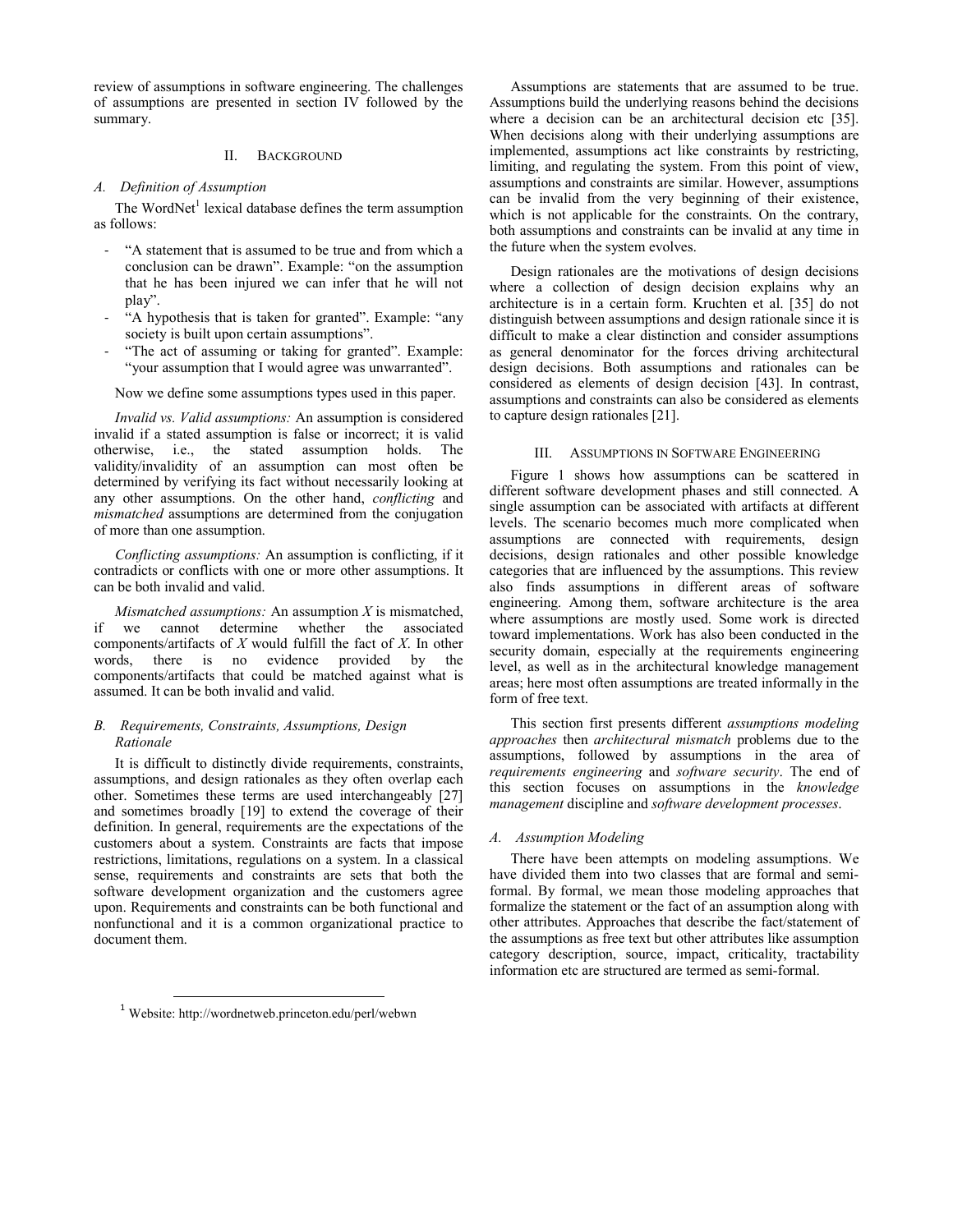review of assumptions in software engineering. The challenges of assumptions are presented in section IV followed by the summary.

## II. Background

### A. Definition of Assumption

The WordNet[1] lexical database defines the term assumption as follows:

- "A statement that is assumed to be true and from which a conclusion can be drawn". Example: "on the assumption that he has been injured we can infer that he will not play".
- "A hypothesis that is taken for granted". Example: "any society is built upon certain assumptions".
- "The act of assuming or taking for granted". Example: "your assumption that I would agree was unwarranted".

Now we define some assumptions types used in this paper.

*Invalid vs. Valid assumptions:* An assumption is considered invalid if a stated assumption is false or incorrect; it is valid otherwise, i.e., the stated assumption holds. The validity/invalidity of an assumption can most often be determined by verifying its fact without necessarily looking at any other assumptions. On the other hand, *conflicting* and *mismatched* assumptions are determined from the conjugation of more than one assumption.

*Conflicting assumptions:* An assumption is conflicting, if it contradicts or conflicts with one or more other assumptions. It can be both invalid and valid.

*Mismatched assumptions:* An assumption *X* is mismatched, if we cannot determine whether the associated components/artifacts of *X* would fulfill the fact of *X*. In other words, there is no evidence provided by the components/artifacts that could be matched against what is assumed. It can be both invalid and valid.

### B. Requirements, Constraints, Assumptions, Design Rationale

It is difficult to distinctly divide requirements, constraints, assumptions, and design rationales as they often overlap each other. Sometimes these terms are used interchangeably [27] and sometimes broadly [19] to extend the coverage of their definition. In general, requirements are the expectations of the customers about a system. Constraints are facts that impose restrictions, limitations, regulations on a system. In a classical sense, requirements and constraints are sets that both the software development organization and the customers agree upon. Requirements and constraints can be both functional and nonfunctional and it is a common organizational practice to document them.

Assumptions are statements that are assumed to be true. Assumptions build the underlying reasons behind the decisions where a decision can be an architectural decision etc [35]. When decisions along with their underlying assumptions are implemented, assumptions act like constraints by restricting, limiting, and regulating the system. From this point of view, assumptions and constraints are similar. However, assumptions can be invalid from the very beginning of their existence, which is not applicable for the constraints. On the contrary, both assumptions and constraints can be invalid at any time in the future when the system evolves.

Design rationales are the motivations of design decisions where a collection of design decision explains why an architecture is in a certain form. Kruchten et al. [35] do not distinguish between assumptions and design rationale since it is difficult to make a clear distinction and consider assumptions as general denominator for the forces driving architectural design decisions. Both assumptions and rationales can be considered as elements of design decision [43]. In contrast, assumptions and constraints can also be considered as elements to capture design rationales [21].

## III. Assumptions in Software Engineering

Figure 1 shows how assumptions can be scattered in different software development phases and still connected. A single assumption can be associated with artifacts at different levels. The scenario becomes much more complicated when assumptions are connected with requirements, design decisions, design rationales and other possible knowledge categories that are influenced by the assumptions. This review also finds assumptions in different areas of software engineering. Among them, software architecture is the area where assumptions are mostly used. Some work is directed toward implementations. Work has also been conducted in the security domain, especially at the requirements engineering level, as well as in the architectural knowledge management areas; here most often assumptions are treated informally in the form of free text.

This section first presents different *assumptions modeling approaches* then *architectural mismatch* problems due to the assumptions, followed by assumptions in the area of *requirements engineering* and *software security*. The end of this section focuses on assumptions in the *knowledge management* discipline and *software development processes*.

### A. Assumption Modeling

There have been attempts on modeling assumptions. We have divided them into two classes that are formal and semi-formal. By formal, we mean those modeling approaches that formalize the statement or the fact of an assumption along with other attributes. Approaches that describe the fact/statement of the assumptions as free text but other attributes like assumption category description, source, impact, criticality, tractability information etc are structured are termed as semi-formal.

[1] Website: http://wordnetweb.princeton.edu/perl/webwn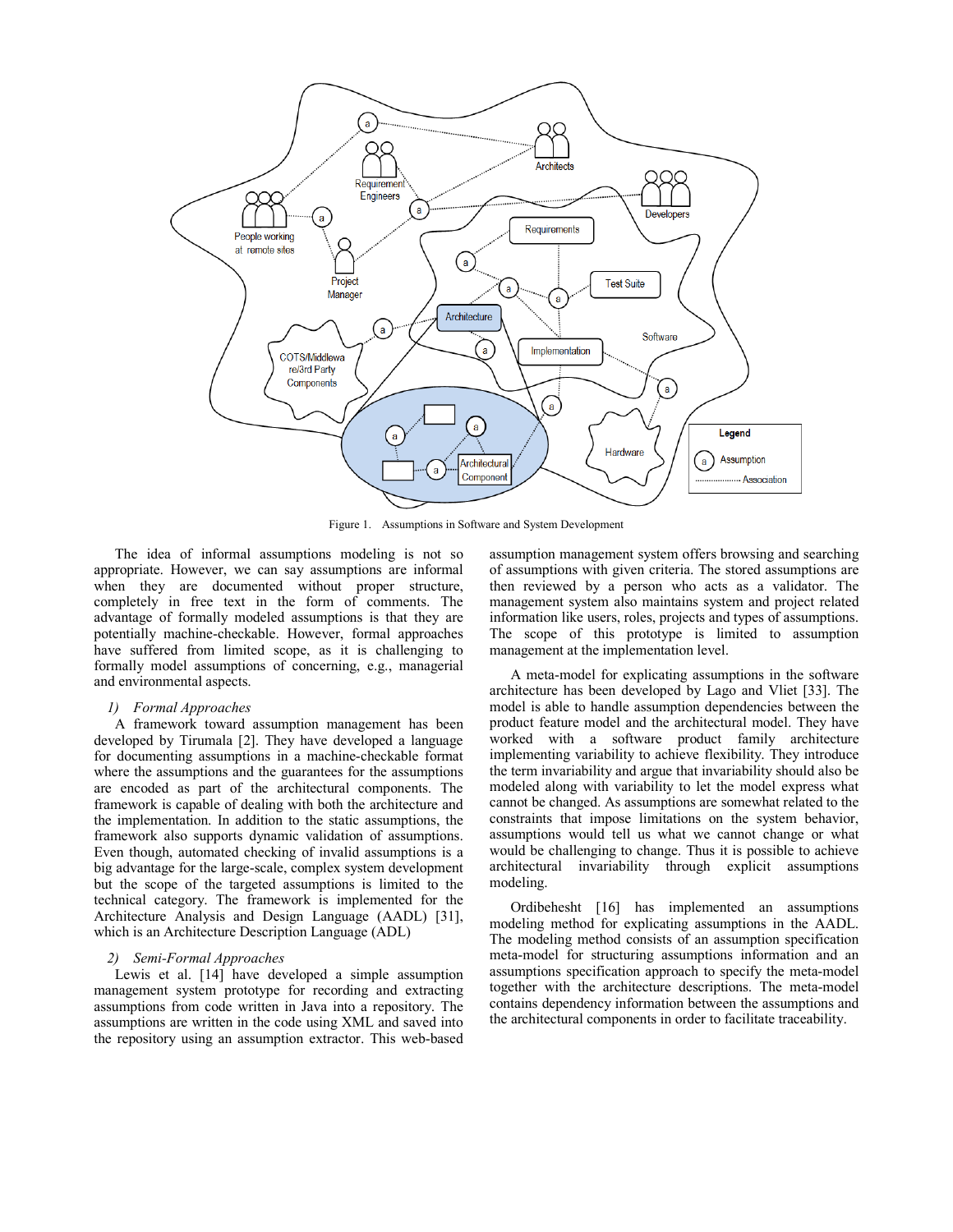Figure 1. Assumptions in Software and System Development

The idea of informal assumptions modeling is not so appropriate. However, we can say assumptions are informal when they are documented without proper structure, completely in free text in the form of comments. The advantage of formally modeled assumptions is that they are potentially machine-checkable. However, formal approaches have suffered from limited scope, as it is challenging to formally model assumptions of concerning, e.g., managerial and environmental aspects.

#### 1) *Formal Approaches*

A framework toward assumption management has been developed by Tirumala [2]. They have developed a language for documenting assumptions in a machine-checkable format where the assumptions and the guarantees for the assumptions are encoded as part of the architectural components. The framework is capable of dealing with both the architecture and the implementation. In addition to the static assumptions, the framework also supports dynamic validation of assumptions. Even though, automated checking of invalid assumptions is a big advantage for the large-scale, complex system development but the scope of the targeted assumptions is limited to the technical category. The framework is implemented for the Architecture Analysis and Design Language (AADL) [31], which is an Architecture Description Language (ADL)

#### 2) *Semi-Formal Approaches*

Lewis et al. [14] have developed a simple assumption management system prototype for recording and extracting assumptions from code written in Java into a repository. The assumptions are written in the code using XML and saved into the repository using an assumption extractor. This web-based assumption management system offers browsing and searching of assumptions with given criteria. The stored assumptions are then reviewed by a person who acts as a validator. The management system also maintains system and project related information like users, roles, projects and types of assumptions. The scope of this prototype is limited to assumption management at the implementation level.

A meta-model for explicating assumptions in the software architecture has been developed by Lago and Vliet [33]. The model is able to handle assumption dependencies between the product feature model and the architectural model. They have worked with a software product family architecture implementing variability to achieve flexibility. They introduce the term invariability and argue that invariability should also be modeled along with variability to let the model express what cannot be changed. As assumptions are somewhat related to the constraints that impose limitations on the system behavior, assumptions would tell us what we cannot change or what would be challenging to change. Thus it is possible to achieve architectural invariability through explicit assumptions modeling.

Ordibehesht [16] has implemented an assumptions modeling method for explicating assumptions in the AADL. The modeling method consists of an assumption specification meta-model for structuring assumptions information and an assumptions specification approach to specify the meta-model together with the architecture descriptions. The meta-model contains dependency information between the assumptions and the architectural components in order to facilitate traceability.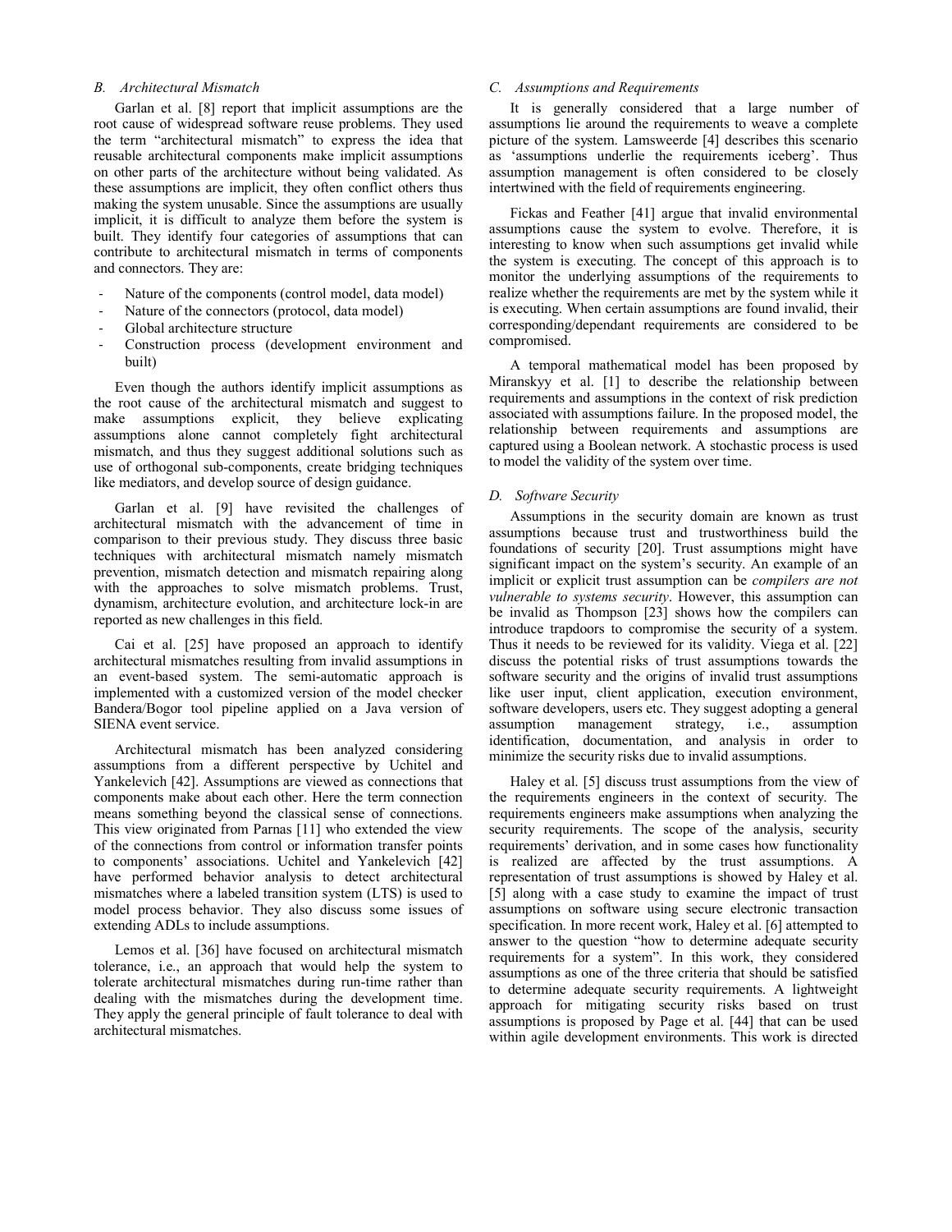### B. Architectural Mismatch

Garlan et al. [8] report that implicit assumptions are the root cause of widespread software reuse problems. They used the term "architectural mismatch" to express the idea that reusable architectural components make implicit assumptions on other parts of the architecture without being validated. As these assumptions are implicit, they often conflict others thus making the system unusable. Since the assumptions are usually implicit, it is difficult to analyze them before the system is built. They identify four categories of assumptions that can contribute to architectural mismatch in terms of components and connectors. They are:

- Nature of the components (control model, data model)
- Nature of the connectors (protocol, data model)
- Global architecture structure
- Construction process (development environment and built)

Even though the authors identify implicit assumptions as the root cause of the architectural mismatch and suggest to make assumptions explicit, they believe explicating assumptions alone cannot completely fight architectural mismatch, and thus they suggest additional solutions such as use of orthogonal sub-components, create bridging techniques like mediators, and develop source of design guidance.

Garlan et al. [9] have revisited the challenges of architectural mismatch with the advancement of time in comparison to their previous study. They discuss three basic techniques with architectural mismatch namely mismatch prevention, mismatch detection and mismatch repairing along with the approaches to solve mismatch problems. Trust, dynamism, architecture evolution, and architecture lock-in are reported as new challenges in this field.

Cai et al. [25] have proposed an approach to identify architectural mismatches resulting from invalid assumptions in an event-based system. The semi-automatic approach is implemented with a customized version of the model checker Bandera/Bogor tool pipeline applied on a Java version of SIENA event service.

Architectural mismatch has been analyzed considering assumptions from a different perspective by Uchitel and Yankelevich [42]. Assumptions are viewed as connections that components make about each other. Here the term connection means something beyond the classical sense of connections. This view originated from Parnas [11] who extended the view of the connections from control or information transfer points to components' associations. Uchitel and Yankelevich [42] have performed behavior analysis to detect architectural mismatches where a labeled transition system (LTS) is used to model process behavior. They also discuss some issues of extending ADLs to include assumptions.

Lemos et al. [36] have focused on architectural mismatch tolerance, i.e., an approach that would help the system to tolerate architectural mismatches during run-time rather than dealing with the mismatches during the development time. They apply the general principle of fault tolerance to deal with architectural mismatches.

### C. Assumptions and Requirements

It is generally considered that a large number of assumptions lie around the requirements to weave a complete picture of the system. Lamsweerde [4] describes this scenario as 'assumptions underlie the requirements iceberg'. Thus assumption management is often considered to be closely intertwined with the field of requirements engineering.

Fickas and Feather [41] argue that invalid environmental assumptions cause the system to evolve. Therefore, it is interesting to know when such assumptions get invalid while the system is executing. The concept of this approach is to monitor the underlying assumptions of the requirements to realize whether the requirements are met by the system while it is executing. When certain assumptions are found invalid, their corresponding/dependant requirements are considered to be compromised.

A temporal mathematical model has been proposed by Miranskyy et al. [1] to describe the relationship between requirements and assumptions in the context of risk prediction associated with assumptions failure. In the proposed model, the relationship between requirements and assumptions are captured using a Boolean network. A stochastic process is used to model the validity of the system over time.

### D. Software Security

Assumptions in the security domain are known as trust assumptions because trust and trustworthiness build the foundations of security [20]. Trust assumptions might have significant impact on the system's security. An example of an implicit or explicit trust assumption can be *compilers are not vulnerable to systems security*. However, this assumption can be invalid as Thompson [23] shows how the compilers can introduce trapdoors to compromise the security of a system. Thus it needs to be reviewed for its validity. Viega et al. [22] discuss the potential risks of trust assumptions towards the software security and the origins of invalid trust assumptions like user input, client application, execution environment, software developers, users etc. They suggest adopting a general assumption management strategy, i.e., assumption identification, documentation, and analysis in order to minimize the security risks due to invalid assumptions.

Haley et al. [5] discuss trust assumptions from the view of the requirements engineers in the context of security. The requirements engineers make assumptions when analyzing the security requirements. The scope of the analysis, security requirements' derivation, and in some cases how functionality is realized are affected by the trust assumptions. A representation of trust assumptions is showed by Haley et al. [5] along with a case study to examine the impact of trust assumptions on software using secure electronic transaction specification. In more recent work, Haley et al. [6] attempted to answer to the question "how to determine adequate security requirements for a system". In this work, they considered assumptions as one of the three criteria that should be satisfied to determine adequate security requirements. A lightweight approach for mitigating security risks based on trust assumptions is proposed by Page et al. [44] that can be used within agile development environments. This work is directed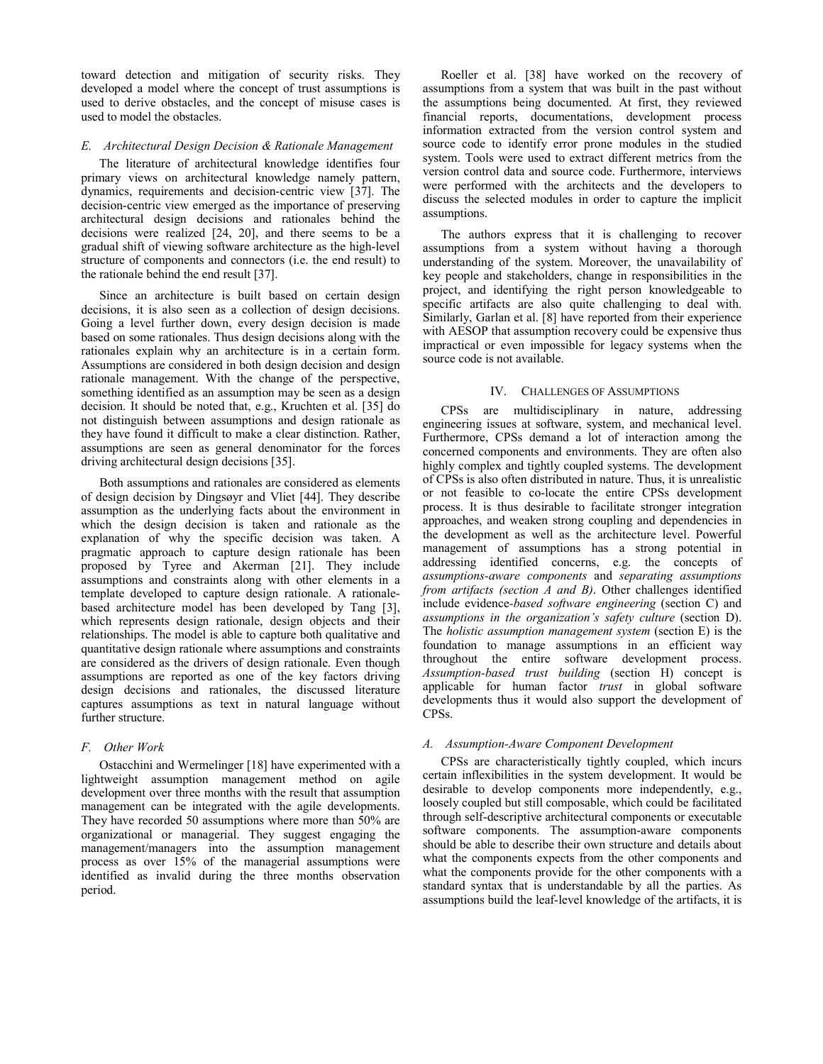toward detection and mitigation of security risks. They developed a model where the concept of trust assumptions is used to derive obstacles, and the concept of misuse cases is used to model the obstacles.

### *E. Architectural Design Decision & Rationale Management*

The literature of architectural knowledge identifies four primary views on architectural knowledge namely pattern, dynamics, requirements and decision-centric view [37]. The decision-centric view emerged as the importance of preserving architectural design decisions and rationales behind the decisions were realized [24, 20], and there seems to be a gradual shift of viewing software architecture as the high-level structure of components and connectors (i.e. the end result) to the rationale behind the end result [37].

Since an architecture is built based on certain design decisions, it is also seen as a collection of design decisions. Going a level further down, every design decision is made based on some rationales. Thus design decisions along with the rationales explain why an architecture is in a certain form. Assumptions are considered in both design decision and design rationale management. With the change of the perspective, something identified as an assumption may be seen as a design decision. It should be noted that, e.g., Kruchten et al. [35] do not distinguish between assumptions and design rationale as they have found it difficult to make a clear distinction. Rather, assumptions are seen as general denominator for the forces driving architectural design decisions [35].

Both assumptions and rationales are considered as elements of design decision by Dingsøyr and Vliet [44]. They describe assumption as the underlying facts about the environment in which the design decision is taken and rationale as the explanation of why the specific decision was taken. A pragmatic approach to capture design rationale has been proposed by Tyree and Akerman [21]. They include assumptions and constraints along with other elements in a template developed to capture design rationale. A rationale-based architecture model has been developed by Tang [3], which represents design rationale, design objects and their relationships. The model is able to capture both qualitative and quantitative design rationale where assumptions and constraints are considered as the drivers of design rationale. Even though assumptions are reported as one of the key factors driving design decisions and rationales, the discussed literature captures assumptions as text in natural language without further structure.

### *F. Other Work*

Ostacchini and Wermelinger [18] have experimented with a lightweight assumption management method on agile development over three months with the result that assumption management can be integrated with the agile developments. They have recorded 50 assumptions where more than 50% are organizational or managerial. They suggest engaging the management/managers into the assumption management process as over 15% of the managerial assumptions were identified as invalid during the three months observation period.

Roeller et al. [38] have worked on the recovery of assumptions from a system that was built in the past without the assumptions being documented. At first, they reviewed financial reports, documentations, development process information extracted from the version control system and source code to identify error prone modules in the studied system. Tools were used to extract different metrics from the version control data and source code. Furthermore, interviews were performed with the architects and the developers to discuss the selected modules in order to capture the implicit assumptions.

The authors express that it is challenging to recover assumptions from a system without having a thorough understanding of the system. Moreover, the unavailability of key people and stakeholders, change in responsibilities in the project, and identifying the right person knowledgeable to specific artifacts are also quite challenging to deal with. Similarly, Garlan et al. [8] have reported from their experience with AESOP that assumption recovery could be expensive thus impractical or even impossible for legacy systems when the source code is not available.

## IV. Challenges of Assumptions

CPSs are multidisciplinary in nature, addressing engineering issues at software, system, and mechanical level. Furthermore, CPSs demand a lot of interaction among the concerned components and environments. They are often also highly complex and tightly coupled systems. The development of CPSs is also often distributed in nature. Thus, it is unrealistic or not feasible to co-locate the entire CPSs development process. It is thus desirable to facilitate stronger integration approaches, and weaken strong coupling and dependencies in the development as well as the architecture level. Powerful management of assumptions has a strong potential in addressing identified concerns, e.g. the concepts of *assumptions-aware components* and *separating assumptions from artifacts (section A and B)*. Other challenges identified include evidence-*based software engineering* (section C) and *assumptions in the organization's safety culture* (section D). The *holistic assumption management system* (section E) is the foundation to manage assumptions in an efficient way throughout the entire software development process. *Assumption-based trust building* (section H) concept is applicable for human factor *trust* in global software developments thus it would also support the development of CPSs.

### *A. Assumption-Aware Component Development*

CPSs are characteristically tightly coupled, which incurs certain inflexibilities in the system development. It would be desirable to develop components more independently, e.g., loosely coupled but still composable, which could be facilitated through self-descriptive architectural components or executable software components. The assumption-aware components should be able to describe their own structure and details about what the components expects from the other components and what the components provide for the other components with a standard syntax that is understandable by all the parties. As assumptions build the leaf-level knowledge of the artifacts, it is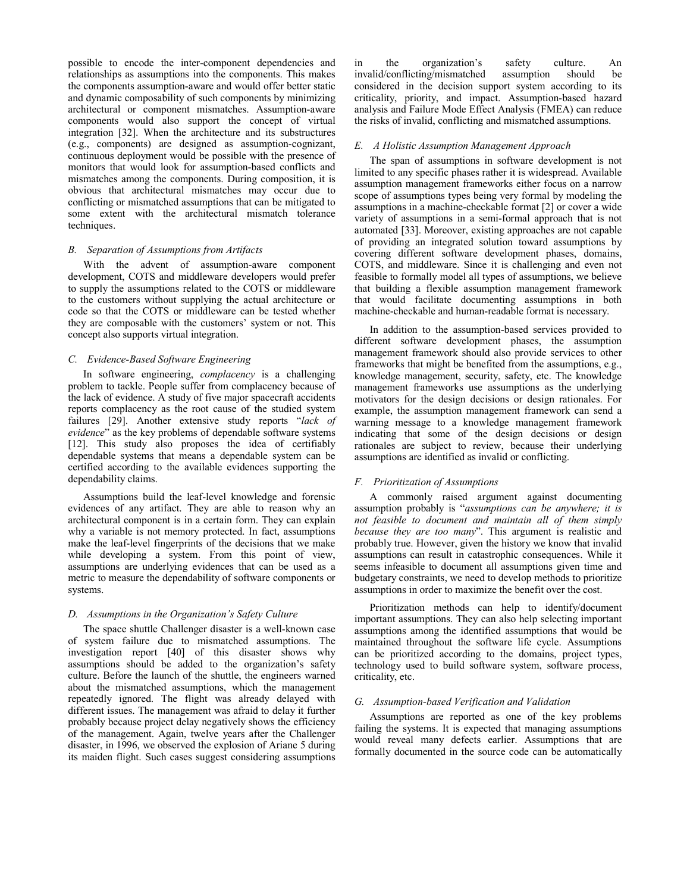possible to encode the inter-component dependencies and relationships as assumptions into the components. This makes the components assumption-aware and would offer better static and dynamic composability of such components by minimizing architectural or component mismatches. Assumption-aware components would also support the concept of virtual integration [32]. When the architecture and its substructures (e.g., components) are designed as assumption-cognizant, continuous deployment would be possible with the presence of monitors that would look for assumption-based conflicts and mismatches among the components. During composition, it is obvious that architectural mismatches may occur due to conflicting or mismatched assumptions that can be mitigated to some extent with the architectural mismatch tolerance techniques.

### *B. Separation of Assumptions from Artifacts*

With the advent of assumption-aware component development, COTS and middleware developers would prefer to supply the assumptions related to the COTS or middleware to the customers without supplying the actual architecture or code so that the COTS or middleware can be tested whether they are composable with the customers' system or not. This concept also supports virtual integration.

### *C. Evidence-Based Software Engineering*

In software engineering, *complacency* is a challenging problem to tackle. People suffer from complacency because of the lack of evidence. A study of five major spacecraft accidents reports complacency as the root cause of the studied system failures [29]. Another extensive study reports "*lack of evidence*" as the key problems of dependable software systems [12]. This study also proposes the idea of certifiably dependable systems that means a dependable system can be certified according to the available evidences supporting the dependability claims.

Assumptions build the leaf-level knowledge and forensic evidences of any artifact. They are able to reason why an architectural component is in a certain form. They can explain why a variable is not memory protected. In fact, assumptions make the leaf-level fingerprints of the decisions that we make while developing a system. From this point of view, assumptions are underlying evidences that can be used as a metric to measure the dependability of software components or systems.

### *D. Assumptions in the Organization's Safety Culture*

The space shuttle Challenger disaster is a well-known case of system failure due to mismatched assumptions. The investigation report [40] of this disaster shows why assumptions should be added to the organization's safety culture. Before the launch of the shuttle, the engineers warned about the mismatched assumptions, which the management repeatedly ignored. The flight was already delayed with different issues. The management was afraid to delay it further probably because project delay negatively shows the efficiency of the management. Again, twelve years after the Challenger disaster, in 1996, we observed the explosion of Ariane 5 during its maiden flight. Such cases suggest considering assumptions in the organization's safety culture. An invalid/conflicting/mismatched assumption should be considered in the decision support system according to its criticality, priority, and impact. Assumption-based hazard analysis and Failure Mode Effect Analysis (FMEA) can reduce the risks of invalid, conflicting and mismatched assumptions.

### *E. A Holistic Assumption Management Approach*

The span of assumptions in software development is not limited to any specific phases rather it is widespread. Available assumption management frameworks either focus on a narrow scope of assumptions types being very formal by modeling the assumptions in a machine-checkable format [2] or cover a wide variety of assumptions in a semi-formal approach that is not automated [33]. Moreover, existing approaches are not capable of providing an integrated solution toward assumptions by covering different software development phases, domains, COTS, and middleware. Since it is challenging and even not feasible to formally model all types of assumptions, we believe that building a flexible assumption management framework that would facilitate documenting assumptions in both machine-checkable and human-readable format is necessary.

In addition to the assumption-based services provided to different software development phases, the assumption management framework should also provide services to other frameworks that might be benefited from the assumptions, e.g., knowledge management, security, safety, etc. The knowledge management frameworks use assumptions as the underlying motivators for the design decisions or design rationales. For example, the assumption management framework can send a warning message to a knowledge management framework indicating that some of the design decisions or design rationales are subject to review, because their underlying assumptions are identified as invalid or conflicting.

### *F. Prioritization of Assumptions*

A commonly raised argument against documenting assumption probably is "*assumptions can be anywhere; it is not feasible to document and maintain all of them simply because they are too many*". This argument is realistic and probably true. However, given the history we know that invalid assumptions can result in catastrophic consequences. While it seems infeasible to document all assumptions given time and budgetary constraints, we need to develop methods to prioritize assumptions in order to maximize the benefit over the cost.

Prioritization methods can help to identify/document important assumptions. They can also help selecting important assumptions among the identified assumptions that would be maintained throughout the software life cycle. Assumptions can be prioritized according to the domains, project types, technology used to build software system, software process, criticality, etc.

### *G. Assumption-based Verification and Validation*

Assumptions are reported as one of the key problems failing the systems. It is expected that managing assumptions would reveal many defects earlier. Assumptions that are formally documented in the source code can be automatically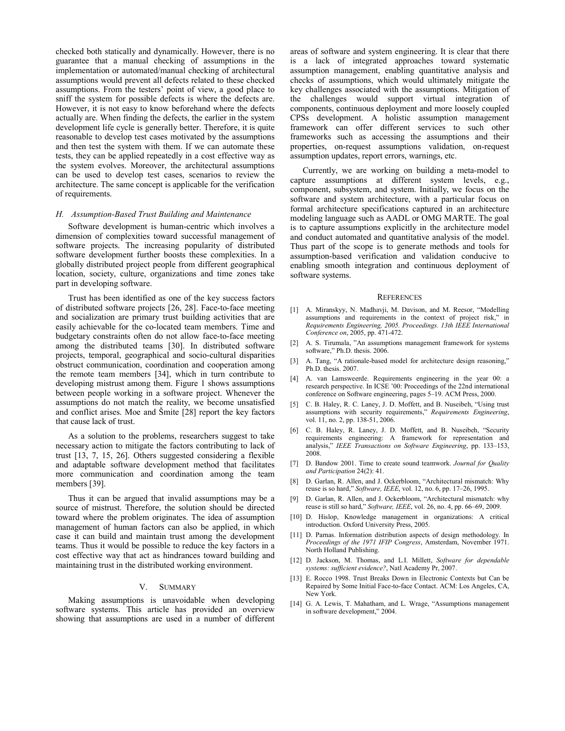checked both statically and dynamically. However, there is no guarantee that a manual checking of assumptions in the implementation or automated/manual checking of architectural assumptions would prevent all defects related to these checked assumptions. From the testers' point of view, a good place to sniff the system for possible defects is where the defects are. However, it is not easy to know beforehand where the defects actually are. When finding the defects, the earlier in the system development life cycle is generally better. Therefore, it is quite reasonable to develop test cases motivated by the assumptions and then test the system with them. If we can automate these tests, they can be applied repeatedly in a cost effective way as the system evolves. Moreover, the architectural assumptions can be used to develop test cases, scenarios to review the architecture. The same concept is applicable for the verification of requirements.

### *H. Assumption-Based Trust Building and Maintenance*

Software development is human-centric which involves a dimension of complexities toward successful management of software projects. The increasing popularity of distributed software development further boosts these complexities. In a globally distributed project people from different geographical location, society, culture, organizations and time zones take part in developing software.

Trust has been identified as one of the key success factors of distributed software projects [26, 28]. Face-to-face meeting and socialization are primary trust building activities that are easily achievable for the co-located team members. Time and budgetary constraints often do not allow face-to-face meeting among the distributed teams [30]. In distributed software projects, temporal, geographical and socio-cultural disparities obstruct communication, coordination and cooperation among the remote team members [34], which in turn contribute to developing mistrust among them. Figure 1 shows assumptions between people working in a software project. Whenever the assumptions do not match the reality, we become unsatisfied and conflict arises. Moe and Šmite [28] report the key factors that cause lack of trust.

As a solution to the problems, researchers suggest to take necessary action to mitigate the factors contributing to lack of trust [13, 7, 15, 26]. Others suggested considering a flexible and adaptable software development method that facilitates more communication and coordination among the team members [39].

Thus it can be argued that invalid assumptions may be a source of mistrust. Therefore, the solution should be directed toward where the problem originates. The idea of assumption management of human factors can also be applied, in which case it can build and maintain trust among the development teams. Thus it would be possible to reduce the key factors in a cost effective way that act as hindrances toward building and maintaining trust in the distributed working environment.

## V. Summary

Making assumptions is unavoidable when developing software systems. This article has provided an overview showing that assumptions are used in a number of different areas of software and system engineering. It is clear that there is a lack of integrated approaches toward systematic assumption management, enabling quantitative analysis and checks of assumptions, which would ultimately mitigate the key challenges associated with the assumptions. Mitigation of the challenges would support virtual integration of components, continuous deployment and more loosely coupled CPSs development. A holistic assumption management framework can offer different services to such other frameworks such as accessing the assumptions and their properties, on-request assumptions validation, on-request assumption updates, report errors, warnings, etc.

Currently, we are working on building a meta-model to capture assumptions at different system levels, e.g., component, subsystem, and system. Initially, we focus on the software and system architecture, with a particular focus on formal architecture specifications captured in an architecture modeling language such as AADL or OMG MARTE. The goal is to capture assumptions explicitly in the architecture model and conduct automated and quantitative analysis of the model. Thus part of the scope is to generate methods and tools for assumption-based verification and validation conducive to enabling smooth integration and continuous deployment of software systems.

## References

[1] A. Miranskyy, N. Madhavji, M. Davison, and M. Reesor, "Modelling assumptions and requirements in the context of project risk," in *Requirements Engineering, 2005. Proceedings. 13th IEEE International Conference on*, 2005, pp. 471-472.

[2] A. S. Tirumala, "An assumptions management framework for systems software," Ph.D. thesis. 2006.

[3] A. Tang, "A rationale-based model for architecture design reasoning," Ph.D. thesis. 2007.

[4] A. van Lamsweerde. Requirements engineering in the year 00: a research perspective. In ICSE '00: Proceedings of the 22nd international conference on Software engineering, pages 5–19. ACM Press, 2000.

[5] C. B. Haley, R. C. Laney, J. D. Moffett, and B. Nuseibeh, "Using trust assumptions with security requirements," *Requirements Engineering*, vol. 11, no. 2, pp. 138-51, 2006.

[6] C. B. Haley, R. Laney, J. D. Moffett, and B. Nuseibeh, "Security requirements engineering: A framework for representation and analysis," *IEEE Transactions on Software Engineering*, pp. 133–153, 2008.

[7] D. Bandow 2001. Time to create sound teamwork. *Journal for Quality and Participation* 24(2): 41.

[8] D. Garlan, R. Allen, and J. Ockerbloom, "Architectural mismatch: Why reuse is so hard," *Software, IEEE*, vol. 12, no. 6, pp. 17–26, 1995.

[9] D. Garlan, R. Allen, and J. Ockerbloom, "Architectural mismatch: why reuse is still so hard," *Software, IEEE*, vol. 26, no. 4, pp. 66–69, 2009.

[10] D. Hislop, Knowledge management in organizations: A critical introduction. Oxford University Press, 2005.

[11] D. Parnas. Information distribution aspects of design methodology. In *Proceedings of the 1971 IFIP Congress*, Amsterdam, November 1971. North Holland Publishing.

[12] D. Jackson, M. Thomas, and L.I. Millett, *Software for dependable systems: sufficient evidence?*, Natl Academy Pr, 2007.

[13] E. Rocco 1998. Trust Breaks Down in Electronic Contexts but Can be Repaired by Some Initial Face-to-face Contact. ACM: Los Angeles, CA, New York.

[14] G. A. Lewis, T. Mahatham, and L. Wrage, "Assumptions management in software development," 2004.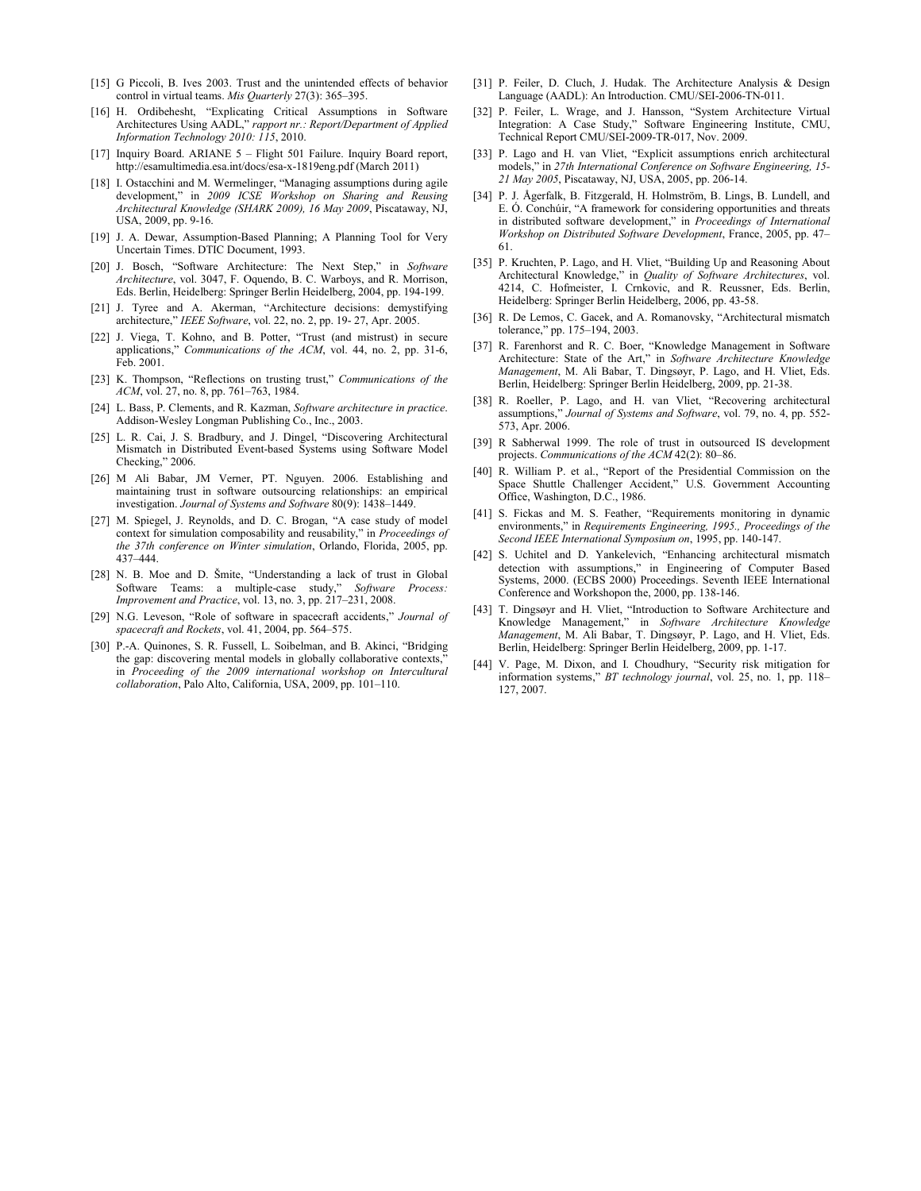[15] G Piccoli, B. Ives 2003. Trust and the unintended effects of behavior control in virtual teams. *Mis Quarterly* 27(3): 365–395.

[16] H. Ordibehesht, "Explicating Critical Assumptions in Software Architectures Using AADL," *rapport nr.: Report/Department of Applied Information Technology 2010: 115*, 2010.

[17] Inquiry Board. ARIANE 5 – Flight 501 Failure. Inquiry Board report, http://esamultimedia.esa.int/docs/esa-x-1819eng.pdf (March 2011)

[18] I. Ostacchini and M. Wermelinger, "Managing assumptions during agile development," in *2009 ICSE Workshop on Sharing and Reusing Architectural Knowledge (SHARK 2009), 16 May 2009*, Piscataway, NJ, USA, 2009, pp. 9-16.

[19] J. A. Dewar, Assumption-Based Planning; A Planning Tool for Very Uncertain Times. DTIC Document, 1993.

[20] J. Bosch, "Software Architecture: The Next Step," in *Software Architecture*, vol. 3047, F. Oquendo, B. C. Warboys, and R. Morrison, Eds. Berlin, Heidelberg: Springer Berlin Heidelberg, 2004, pp. 194-199.

[21] J. Tyree and A. Akerman, "Architecture decisions: demystifying architecture," *IEEE Software*, vol. 22, no. 2, pp. 19- 27, Apr. 2005.

[22] J. Viega, T. Kohno, and B. Potter, "Trust (and mistrust) in secure applications," *Communications of the ACM*, vol. 44, no. 2, pp. 31-6, Feb. 2001.

[23] K. Thompson, "Reflections on trusting trust," *Communications of the ACM*, vol. 27, no. 8, pp. 761–763, 1984.

[24] L. Bass, P. Clements, and R. Kazman, *Software architecture in practice*. Addison-Wesley Longman Publishing Co., Inc., 2003.

[25] L. R. Cai, J. S. Bradbury, and J. Dingel, "Discovering Architectural Mismatch in Distributed Event-based Systems using Software Model Checking," 2006.

[26] M Ali Babar, JM Verner, PT. Nguyen. 2006. Establishing and maintaining trust in software outsourcing relationships: an empirical investigation. *Journal of Systems and Software* 80(9): 1438–1449.

[27] M. Spiegel, J. Reynolds, and D. C. Brogan, "A case study of model context for simulation composability and reusability," in *Proceedings of the 37th conference on Winter simulation*, Orlando, Florida, 2005, pp. 437–444.

[28] N. B. Moe and D. Šmite, "Understanding a lack of trust in Global Software Teams: a multiple-case study," *Software Process: Improvement and Practice*, vol. 13, no. 3, pp. 217–231, 2008.

[29] N.G. Leveson, "Role of software in spacecraft accidents," *Journal of spacecraft and Rockets*, vol. 41, 2004, pp. 564–575.

[30] P.-A. Quinones, S. R. Fussell, L. Soibelman, and B. Akinci, "Bridging the gap: discovering mental models in globally collaborative contexts," in *Proceeding of the 2009 international workshop on Intercultural collaboration*, Palo Alto, California, USA, 2009, pp. 101–110.

[31] P. Feiler, D. Cluch, J. Hudak. The Architecture Analysis & Design Language (AADL): An Introduction. CMU/SEI-2006-TN-011.

[32] P. Feiler, L. Wrage, and J. Hansson, "System Architecture Virtual Integration: A Case Study," Software Engineering Institute, CMU, Technical Report CMU/SEI-2009-TR-017, Nov. 2009.

[33] P. Lago and H. van Vliet, "Explicit assumptions enrich architectural models," in *27th International Conference on Software Engineering, 15-21 May 2005*, Piscataway, NJ, USA, 2005, pp. 206-14.

[34] P. J. Ågerfalk, B. Fitzgerald, H. Holmström, B. Lings, B. Lundell, and E. Ó. Conchúir, "A framework for considering opportunities and threats in distributed software development," in *Proceedings of International Workshop on Distributed Software Development*, France, 2005, pp. 47–61.

[35] P. Kruchten, P. Lago, and H. Vliet, "Building Up and Reasoning About Architectural Knowledge," in *Quality of Software Architectures*, vol. 4214, C. Hofmeister, I. Crnkovic, and R. Reussner, Eds. Berlin, Heidelberg: Springer Berlin Heidelberg, 2006, pp. 43-58.

[36] R. De Lemos, C. Gacek, and A. Romanovsky, "Architectural mismatch tolerance," pp. 175–194, 2003.

[37] R. Farenhorst and R. C. Boer, "Knowledge Management in Software Architecture: State of the Art," in *Software Architecture Knowledge Management*, M. Ali Babar, T. Dingsøyr, P. Lago, and H. Vliet, Eds. Berlin, Heidelberg: Springer Berlin Heidelberg, 2009, pp. 21-38.

[38] R. Roeller, P. Lago, and H. van Vliet, "Recovering architectural assumptions," *Journal of Systems and Software*, vol. 79, no. 4, pp. 552-573, Apr. 2006.

[39] R Sabherwal 1999. The role of trust in outsourced IS development projects. *Communications of the ACM* 42(2): 80–86.

[40] R. William P. et al., "Report of the Presidential Commission on the Space Shuttle Challenger Accident," U.S. Government Accounting Office, Washington, D.C., 1986.

[41] S. Fickas and M. S. Feather, "Requirements monitoring in dynamic environments," in *Requirements Engineering, 1995., Proceedings of the Second IEEE International Symposium on*, 1995, pp. 140-147.

[42] S. Uchitel and D. Yankelevich, "Enhancing architectural mismatch detection with assumptions," in Engineering of Computer Based Systems, 2000. (ECBS 2000) Proceedings. Seventh IEEE International Conference and Workshopon the, 2000, pp. 138-146.

[43] T. Dingsøyr and H. Vliet, "Introduction to Software Architecture and Knowledge Management," in *Software Architecture Knowledge Management*, M. Ali Babar, T. Dingsøyr, P. Lago, and H. Vliet, Eds. Berlin, Heidelberg: Springer Berlin Heidelberg, 2009, pp. 1-17.

[44] V. Page, M. Dixon, and I. Choudhury, "Security risk mitigation for information systems," *BT technology journal*, vol. 25, no. 1, pp. 118–127, 2007.